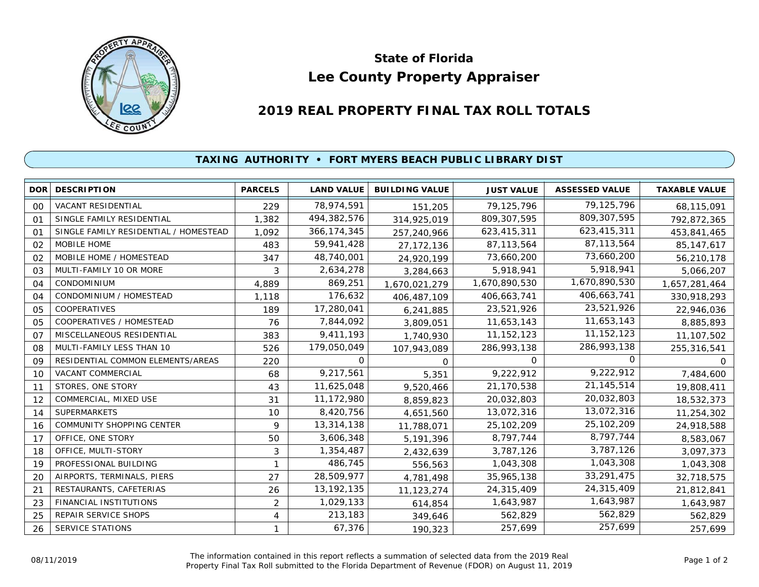# State of Florida
# Lee County Property Appraiser

## 2019 REAL PROPERTY FINAL TAX ROLL TOTALS

### TAXING AUTHORITY • FORT MYERS BEACH PUBLIC LIBRARY DIST

| DOR | DESCRIPTION | PARCELS | LAND VALUE | BUILDING VALUE | JUST VALUE | ASSESSED VALUE | TAXABLE VALUE |
|---|---|---|---|---|---|---|---|
| 00 | VACANT RESIDENTIAL | 229 | 78,974,591 | 151,205 | 79,125,796 | 79,125,796 | 68,115,091 |
| 01 | SINGLE FAMILY RESIDENTIAL | 1,382 | 494,382,576 | 314,925,019 | 809,307,595 | 809,307,595 | 792,872,365 |
| 01 | SINGLE FAMILY RESIDENTIAL / HOMESTEAD | 1,092 | 366,174,345 | 257,240,966 | 623,415,311 | 623,415,311 | 453,841,465 |
| 02 | MOBILE HOME | 483 | 59,941,428 | 27,172,136 | 87,113,564 | 87,113,564 | 85,147,617 |
| 02 | MOBILE HOME / HOMESTEAD | 347 | 48,740,001 | 24,920,199 | 73,660,200 | 73,660,200 | 56,210,178 |
| 03 | MULTI-FAMILY 10 OR MORE | 3 | 2,634,278 | 3,284,663 | 5,918,941 | 5,918,941 | 5,066,207 |
| 04 | CONDOMINIUM | 4,889 | 869,251 | 1,670,021,279 | 1,670,890,530 | 1,670,890,530 | 1,657,281,464 |
| 04 | CONDOMINIUM / HOMESTEAD | 1,118 | 176,632 | 406,487,109 | 406,663,741 | 406,663,741 | 330,918,293 |
| 05 | COOPERATIVES | 189 | 17,280,041 | 6,241,885 | 23,521,926 | 23,521,926 | 22,946,036 |
| 05 | COOPERATIVES / HOMESTEAD | 76 | 7,844,092 | 3,809,051 | 11,653,143 | 11,653,143 | 8,885,893 |
| 07 | MISCELLANEOUS RESIDENTIAL | 383 | 9,411,193 | 1,740,930 | 11,152,123 | 11,152,123 | 11,107,502 |
| 08 | MULTI-FAMILY LESS THAN 10 | 526 | 179,050,049 | 107,943,089 | 286,993,138 | 286,993,138 | 255,316,541 |
| 09 | RESIDENTIAL COMMON ELEMENTS/AREAS | 220 | 0 | 0 | 0 | 0 | 0 |
| 10 | VACANT COMMERCIAL | 68 | 9,217,561 | 5,351 | 9,222,912 | 9,222,912 | 7,484,600 |
| 11 | STORES, ONE STORY | 43 | 11,625,048 | 9,520,466 | 21,170,538 | 21,145,514 | 19,808,411 |
| 12 | COMMERCIAL, MIXED USE | 31 | 11,172,980 | 8,859,823 | 20,032,803 | 20,032,803 | 18,532,373 |
| 14 | SUPERMARKETS | 10 | 8,420,756 | 4,651,560 | 13,072,316 | 13,072,316 | 11,254,302 |
| 16 | COMMUNITY SHOPPING CENTER | 9 | 13,314,138 | 11,788,071 | 25,102,209 | 25,102,209 | 24,918,588 |
| 17 | OFFICE, ONE STORY | 50 | 3,606,348 | 5,191,396 | 8,797,744 | 8,797,744 | 8,583,067 |
| 18 | OFFICE, MULTI-STORY | 3 | 1,354,487 | 2,432,639 | 3,787,126 | 3,787,126 | 3,097,373 |
| 19 | PROFESSIONAL BUILDING | 1 | 486,745 | 556,563 | 1,043,308 | 1,043,308 | 1,043,308 |
| 20 | AIRPORTS, TERMINALS, PIERS | 27 | 28,509,977 | 4,781,498 | 35,965,138 | 33,291,475 | 32,718,575 |
| 21 | RESTAURANTS, CAFETERIAS | 26 | 13,192,135 | 11,123,274 | 24,315,409 | 24,315,409 | 21,812,841 |
| 23 | FINANCIAL INSTITUTIONS | 2 | 1,029,133 | 614,854 | 1,643,987 | 1,643,987 | 1,643,987 |
| 25 | REPAIR SERVICE SHOPS | 4 | 213,183 | 349,646 | 562,829 | 562,829 | 562,829 |
| 26 | SERVICE STATIONS | 1 | 67,376 | 190,323 | 257,699 | 257,699 | 257,699 |

08/11/2019

The information contained in this report reflects a summation of selected data from the 2019 Real Property Final Tax Roll submitted to the Florida Department of Revenue (FDOR) on August 11, 2019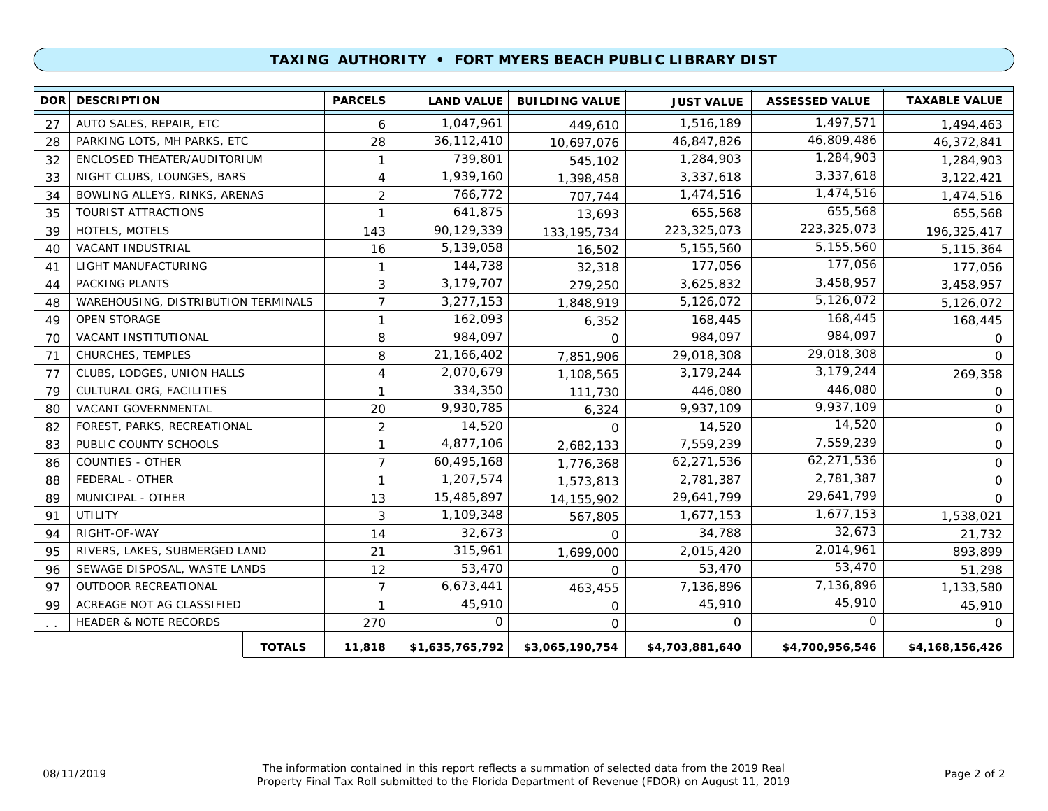## TAXING AUTHORITY • FORT MYERS BEACH PUBLIC LIBRARY DIST

| DOR | DESCRIPTION | PARCELS | LAND VALUE | BUILDING VALUE | JUST VALUE | ASSESSED VALUE | TAXABLE VALUE |
|---|---|---|---|---|---|---|---|
| 27 | AUTO SALES, REPAIR, ETC | 6 | 1,047,961 | 449,610 | 1,516,189 | 1,497,571 | 1,494,463 |
| 28 | PARKING LOTS, MH PARKS, ETC | 28 | 36,112,410 | 10,697,076 | 46,847,826 | 46,809,486 | 46,372,841 |
| 32 | ENCLOSED THEATER/AUDITORIUM | 1 | 739,801 | 545,102 | 1,284,903 | 1,284,903 | 1,284,903 |
| 33 | NIGHT CLUBS, LOUNGES, BARS | 4 | 1,939,160 | 1,398,458 | 3,337,618 | 3,337,618 | 3,122,421 |
| 34 | BOWLING ALLEYS, RINKS, ARENAS | 2 | 766,772 | 707,744 | 1,474,516 | 1,474,516 | 1,474,516 |
| 35 | TOURIST ATTRACTIONS | 1 | 641,875 | 13,693 | 655,568 | 655,568 | 655,568 |
| 39 | HOTELS, MOTELS | 143 | 90,129,339 | 133,195,734 | 223,325,073 | 223,325,073 | 196,325,417 |
| 40 | VACANT INDUSTRIAL | 16 | 5,139,058 | 16,502 | 5,155,560 | 5,155,560 | 5,115,364 |
| 41 | LIGHT MANUFACTURING | 1 | 144,738 | 32,318 | 177,056 | 177,056 | 177,056 |
| 44 | PACKING PLANTS | 3 | 3,179,707 | 279,250 | 3,625,832 | 3,458,957 | 3,458,957 |
| 48 | WAREHOUSING, DISTRIBUTION TERMINALS | 7 | 3,277,153 | 1,848,919 | 5,126,072 | 5,126,072 | 5,126,072 |
| 49 | OPEN STORAGE | 1 | 162,093 | 6,352 | 168,445 | 168,445 | 168,445 |
| 70 | VACANT INSTITUTIONAL | 8 | 984,097 | 0 | 984,097 | 984,097 | 0 |
| 71 | CHURCHES, TEMPLES | 8 | 21,166,402 | 7,851,906 | 29,018,308 | 29,018,308 | 0 |
| 77 | CLUBS, LODGES, UNION HALLS | 4 | 2,070,679 | 1,108,565 | 3,179,244 | 3,179,244 | 269,358 |
| 79 | CULTURAL ORG, FACILITIES | 1 | 334,350 | 111,730 | 446,080 | 446,080 | 0 |
| 80 | VACANT GOVERNMENTAL | 20 | 9,930,785 | 6,324 | 9,937,109 | 9,937,109 | 0 |
| 82 | FOREST, PARKS, RECREATIONAL | 2 | 14,520 | 0 | 14,520 | 14,520 | 0 |
| 83 | PUBLIC COUNTY SCHOOLS | 1 | 4,877,106 | 2,682,133 | 7,559,239 | 7,559,239 | 0 |
| 86 | COUNTIES - OTHER | 7 | 60,495,168 | 1,776,368 | 62,271,536 | 62,271,536 | 0 |
| 88 | FEDERAL - OTHER | 1 | 1,207,574 | 1,573,813 | 2,781,387 | 2,781,387 | 0 |
| 89 | MUNICIPAL - OTHER | 13 | 15,485,897 | 14,155,902 | 29,641,799 | 29,641,799 | 0 |
| 91 | UTILITY | 3 | 1,109,348 | 567,805 | 1,677,153 | 1,677,153 | 1,538,021 |
| 94 | RIGHT-OF-WAY | 14 | 32,673 | 0 | 34,788 | 32,673 | 21,732 |
| 95 | RIVERS, LAKES, SUBMERGED LAND | 21 | 315,961 | 1,699,000 | 2,015,420 | 2,014,961 | 893,899 |
| 96 | SEWAGE DISPOSAL, WASTE LANDS | 12 | 53,470 | 0 | 53,470 | 53,470 | 51,298 |
| 97 | OUTDOOR RECREATIONAL | 7 | 6,673,441 | 463,455 | 7,136,896 | 7,136,896 | 1,133,580 |
| 99 | ACREAGE NOT AG CLASSIFIED | 1 | 45,910 | 0 | 45,910 | 45,910 | 45,910 |
| . . | HEADER & NOTE RECORDS | 270 | 0 | 0 | 0 | 0 | 0 |
| | **TOTALS** | **11,818** | **$1,635,765,792** | **$3,065,190,754** | **$4,703,881,640** | **$4,700,956,546** | **$4,168,156,426** |

08/11/2019

The information contained in this report reflects a summation of selected data from the 2019 Real Property Final Tax Roll submitted to the Florida Department of Revenue (FDOR) on August 11, 2019